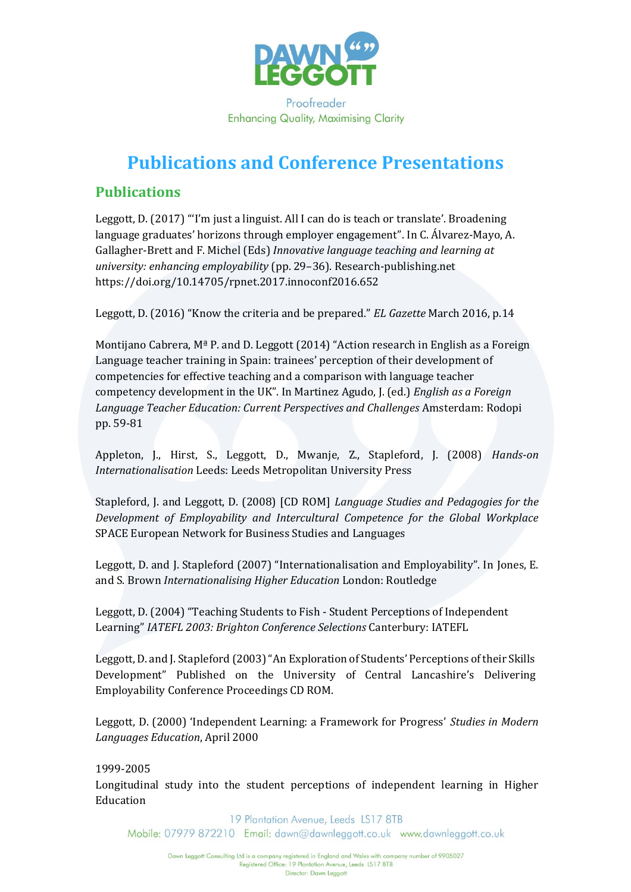DAWN LEGGOTT

Proofreader
Enhancing Quality, Maximising Clarity

# Publications and Conference Presentations

## Publications

Leggott, D. (2017) "'I'm just a linguist. All I can do is teach or translate'. Broadening language graduates' horizons through employer engagement". In C. Álvarez-Mayo, A. Gallagher-Brett and F. Michel (Eds) *Innovative language teaching and learning at university: enhancing employability* (pp. 29–36). Research-publishing.net https://doi.org/10.14705/rpnet.2017.innoconf2016.652

Leggott, D. (2016) "Know the criteria and be prepared." *EL Gazette* March 2016, p.14

Montijano Cabrera, Mª P. and D. Leggott (2014) "Action research in English as a Foreign Language teacher training in Spain: trainees' perception of their development of competencies for effective teaching and a comparison with language teacher competency development in the UK". In Martinez Agudo, J. (ed.) *English as a Foreign Language Teacher Education: Current Perspectives and Challenges* Amsterdam: Rodopi pp. 59-81

Appleton, J., Hirst, S., Leggott, D., Mwanje, Z., Stapleford, J. (2008) *Hands-on Internationalisation* Leeds: Leeds Metropolitan University Press

Stapleford, J. and Leggott, D. (2008) [CD ROM] *Language Studies and Pedagogies for the Development of Employability and Intercultural Competence for the Global Workplace* SPACE European Network for Business Studies and Languages

Leggott, D. and J. Stapleford (2007) "Internationalisation and Employability". In Jones, E. and S. Brown *Internationalising Higher Education* London: Routledge

Leggott, D. (2004) "Teaching Students to Fish - Student Perceptions of Independent Learning" *IATEFL 2003: Brighton Conference Selections* Canterbury: IATEFL

Leggott, D. and J. Stapleford (2003) "An Exploration of Students' Perceptions of their Skills Development" Published on the University of Central Lancashire's Delivering Employability Conference Proceedings CD ROM.

Leggott, D. (2000) 'Independent Learning: a Framework for Progress' *Studies in Modern Languages Education*, April 2000

1999-2005
Longitudinal study into the student perceptions of independent learning in Higher Education

19 Plantation Avenue, Leeds LS17 8TB
Mobile: 07979 872210 Email: dawn@dawnleggott.co.uk www.dawnleggott.co.uk

Dawn Leggott Consulting Ltd is a company registered in England and Wales with company number of 9905027
Registered Office: 19 Plantation Avenue, Leeds LS17 8TB
Director: Dawn Leggott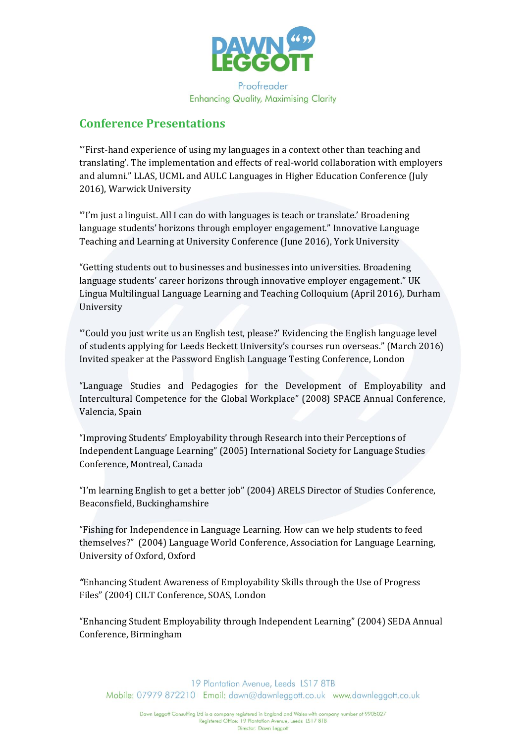## Conference Presentations

"'First-hand experience of using my languages in a context other than teaching and translating'. The implementation and effects of real-world collaboration with employers and alumni." LLAS, UCML and AULC Languages in Higher Education Conference (July 2016), Warwick University

"'I'm just a linguist. All I can do with languages is teach or translate.' Broadening language students' horizons through employer engagement." Innovative Language Teaching and Learning at University Conference (June 2016), York University

"Getting students out to businesses and businesses into universities. Broadening language students' career horizons through innovative employer engagement." UK Lingua Multilingual Language Learning and Teaching Colloquium (April 2016), Durham University

"'Could you just write us an English test, please?' Evidencing the English language level of students applying for Leeds Beckett University's courses run overseas." (March 2016) Invited speaker at the Password English Language Testing Conference, London

"Language Studies and Pedagogies for the Development of Employability and Intercultural Competence for the Global Workplace" (2008) SPACE Annual Conference, Valencia, Spain

"Improving Students' Employability through Research into their Perceptions of Independent Language Learning" (2005) International Society for Language Studies Conference, Montreal, Canada

"I'm learning English to get a better job" (2004) ARELS Director of Studies Conference, Beaconsfield, Buckinghamshire

"Fishing for Independence in Language Learning. How can we help students to feed themselves?" (2004) Language World Conference, Association for Language Learning, University of Oxford, Oxford

"Enhancing Student Awareness of Employability Skills through the Use of Progress Files" (2004) CILT Conference, SOAS, London

"Enhancing Student Employability through Independent Learning" (2004) SEDA Annual Conference, Birmingham